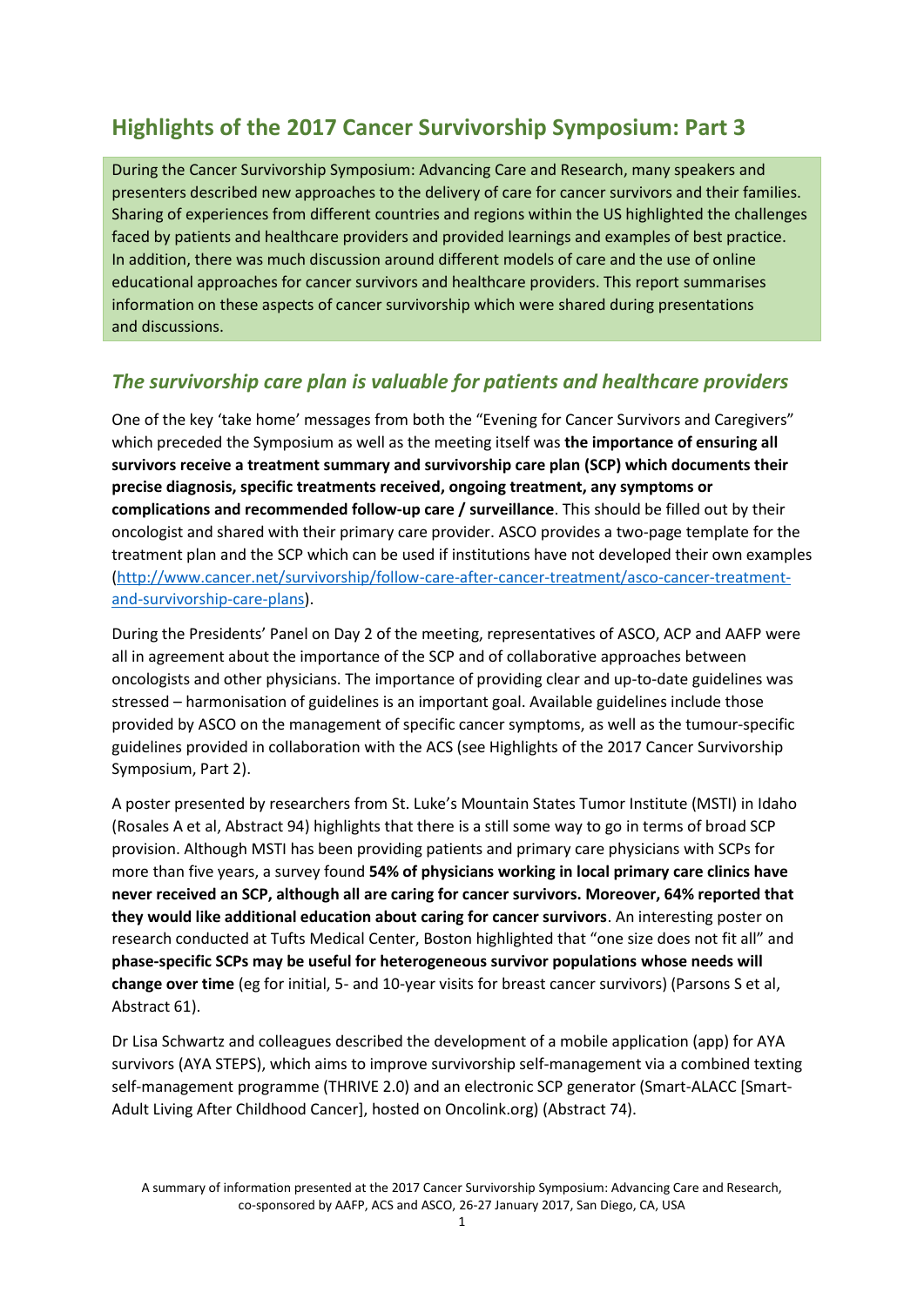# Highlights of the 2017 Cancer Survivorship Symposium: Part 3

During the Cancer Survivorship Symposium: Advancing Care and Research, many speakers and presenters described new approaches to the delivery of care for cancer survivors and their families. Sharing of experiences from different countries and regions within the US highlighted the challenges faced by patients and healthcare providers and provided learnings and examples of best practice. In addition, there was much discussion around different models of care and the use of online educational approaches for cancer survivors and healthcare providers. This report summarises information on these aspects of cancer survivorship which were shared during presentations and discussions.

## *The survivorship care plan is valuable for patients and healthcare providers*

One of the key 'take home' messages from both the "Evening for Cancer Survivors and Caregivers" which preceded the Symposium as well as the meeting itself was **the importance of ensuring all survivors receive a treatment summary and survivorship care plan (SCP) which documents their precise diagnosis, specific treatments received, ongoing treatment, any symptoms or complications and recommended follow-up care / surveillance**. This should be filled out by their oncologist and shared with their primary care provider. ASCO provides a two-page template for the treatment plan and the SCP which can be used if institutions have not developed their own examples (http://www.cancer.net/survivorship/follow-care-after-cancer-treatment/asco-cancer-treatment-and-survivorship-care-plans).

During the Presidents' Panel on Day 2 of the meeting, representatives of ASCO, ACP and AAFP were all in agreement about the importance of the SCP and of collaborative approaches between oncologists and other physicians. The importance of providing clear and up-to-date guidelines was stressed – harmonisation of guidelines is an important goal. Available guidelines include those provided by ASCO on the management of specific cancer symptoms, as well as the tumour-specific guidelines provided in collaboration with the ACS (see Highlights of the 2017 Cancer Survivorship Symposium, Part 2).

A poster presented by researchers from St. Luke's Mountain States Tumor Institute (MSTI) in Idaho (Rosales A et al, Abstract 94) highlights that there is a still some way to go in terms of broad SCP provision. Although MSTI has been providing patients and primary care physicians with SCPs for more than five years, a survey found **54% of physicians working in local primary care clinics have never received an SCP, although all are caring for cancer survivors. Moreover, 64% reported that they would like additional education about caring for cancer survivors**. An interesting poster on research conducted at Tufts Medical Center, Boston highlighted that "one size does not fit all" and **phase-specific SCPs may be useful for heterogeneous survivor populations whose needs will change over time** (eg for initial, 5- and 10-year visits for breast cancer survivors) (Parsons S et al, Abstract 61).

Dr Lisa Schwartz and colleagues described the development of a mobile application (app) for AYA survivors (AYA STEPS), which aims to improve survivorship self-management via a combined texting self-management programme (THRIVE 2.0) and an electronic SCP generator (Smart-ALACC [Smart-Adult Living After Childhood Cancer], hosted on Oncolink.org) (Abstract 74).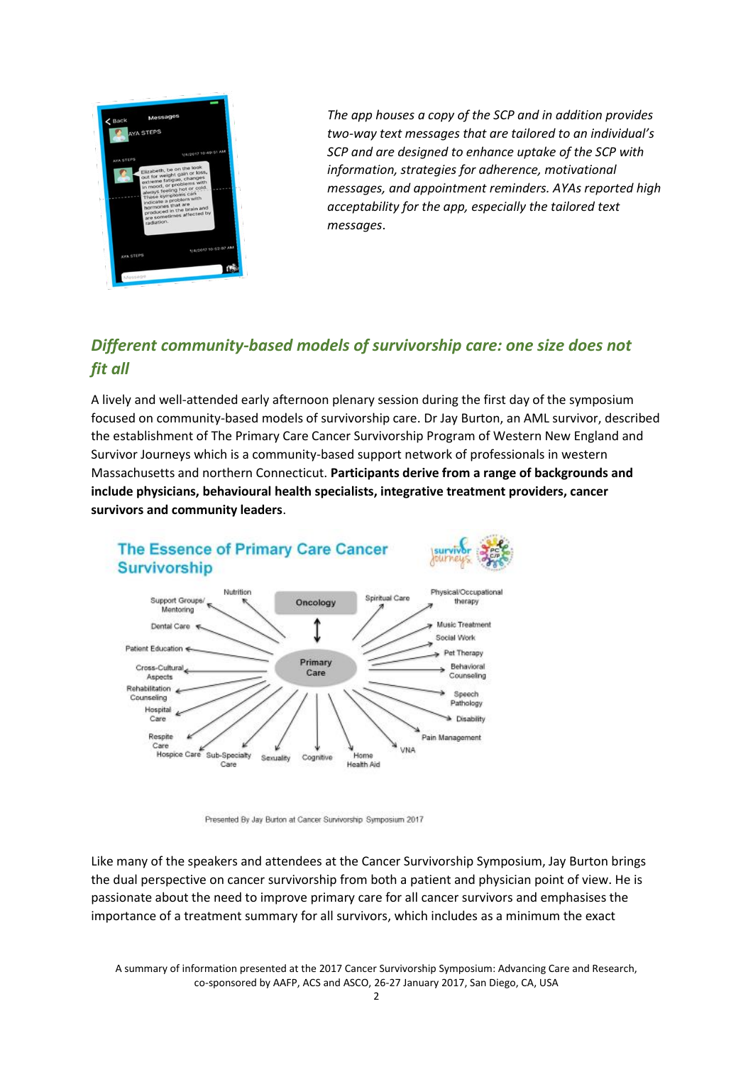*The app houses a copy of the SCP and in addition provides two-way text messages that are tailored to an individual's SCP and are designed to enhance uptake of the SCP with information, strategies for adherence, motivational messages, and appointment reminders. AYAs reported high acceptability for the app, especially the tailored text messages.*

## *Different community-based models of survivorship care: one size does not fit all*

A lively and well-attended early afternoon plenary session during the first day of the symposium focused on community-based models of survivorship care. Dr Jay Burton, an AML survivor, described the establishment of The Primary Care Cancer Survivorship Program of Western New England and Survivor Journeys which is a community-based support network of professionals in western Massachusetts and northern Connecticut. **Participants derive from a range of backgrounds and include physicians, behavioural health specialists, integrative treatment providers, cancer survivors and community leaders**.

Presented By Jay Burton at Cancer Survivorship Symposium 2017

Like many of the speakers and attendees at the Cancer Survivorship Symposium, Jay Burton brings the dual perspective on cancer survivorship from both a patient and physician point of view. He is passionate about the need to improve primary care for all cancer survivors and emphasises the importance of a treatment summary for all survivors, which includes as a minimum the exact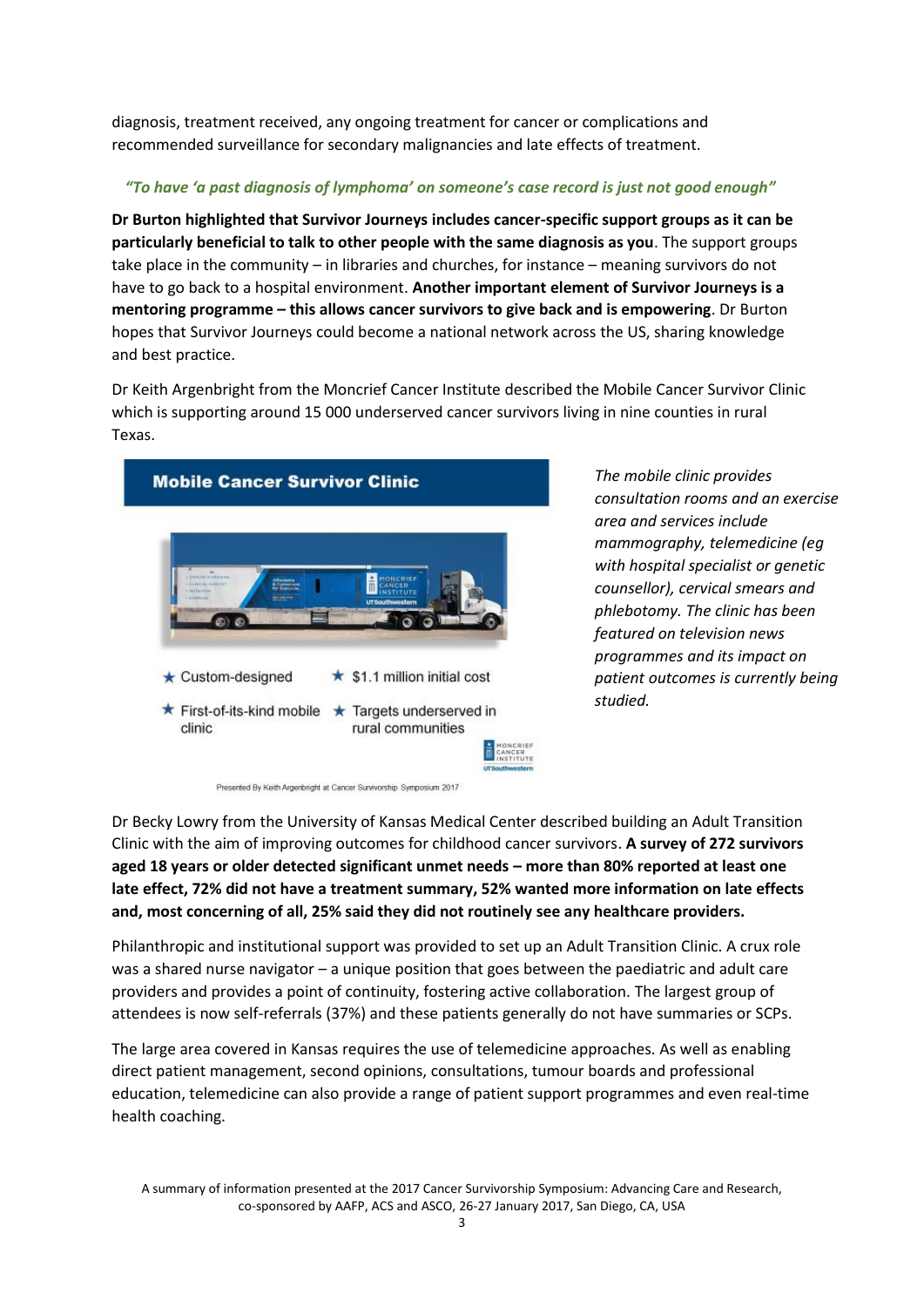diagnosis, treatment received, any ongoing treatment for cancer or complications and recommended surveillance for secondary malignancies and late effects of treatment.

***"To have 'a past diagnosis of lymphoma' on someone's case record is just not good enough"***

**Dr Burton highlighted that Survivor Journeys includes cancer-specific support groups as it can be particularly beneficial to talk to other people with the same diagnosis as you**. The support groups take place in the community – in libraries and churches, for instance – meaning survivors do not have to go back to a hospital environment. **Another important element of Survivor Journeys is a mentoring programme – this allows cancer survivors to give back and is empowering**. Dr Burton hopes that Survivor Journeys could become a national network across the US, sharing knowledge and best practice.

Dr Keith Argenbright from the Moncrief Cancer Institute described the Mobile Cancer Survivor Clinic which is supporting around 15 000 underserved cancer survivors living in nine counties in rural Texas.

**Mobile Cancer Survivor Clinic**

- Custom-designed
- $1.1 million initial cost
- First-of-its-kind mobile clinic
- Targets underserved in rural communities

Presented By Keith Argenbright at Cancer Survivorship Symposium 2017

*The mobile clinic provides consultation rooms and an exercise area and services include mammography, telemedicine (eg with hospital specialist or genetic counsellor), cervical smears and phlebotomy. The clinic has been featured on television news programmes and its impact on patient outcomes is currently being studied.*

Dr Becky Lowry from the University of Kansas Medical Center described building an Adult Transition Clinic with the aim of improving outcomes for childhood cancer survivors. **A survey of 272 survivors aged 18 years or older detected significant unmet needs – more than 80% reported at least one late effect, 72% did not have a treatment summary, 52% wanted more information on late effects and, most concerning of all, 25% said they did not routinely see any healthcare providers.**

Philanthropic and institutional support was provided to set up an Adult Transition Clinic. A crux role was a shared nurse navigator – a unique position that goes between the paediatric and adult care providers and provides a point of continuity, fostering active collaboration. The largest group of attendees is now self-referrals (37%) and these patients generally do not have summaries or SCPs.

The large area covered in Kansas requires the use of telemedicine approaches. As well as enabling direct patient management, second opinions, consultations, tumour boards and professional education, telemedicine can also provide a range of patient support programmes and even real-time health coaching.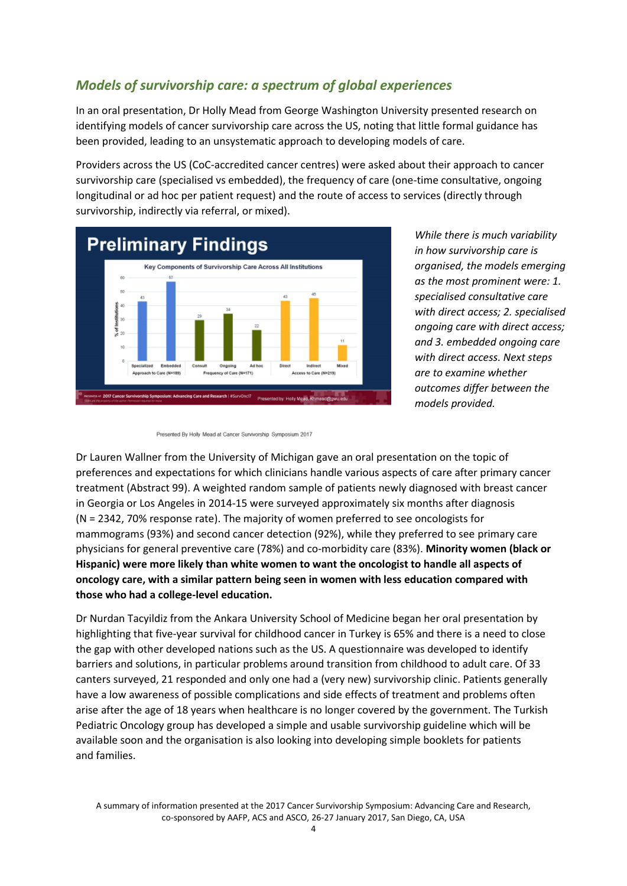## *Models of survivorship care: a spectrum of global experiences*

In an oral presentation, Dr Holly Mead from George Washington University presented research on identifying models of cancer survivorship care across the US, noting that little formal guidance has been provided, leading to an unsystematic approach to developing models of care.

Providers across the US (CoC-accredited cancer centres) were asked about their approach to cancer survivorship care (specialised vs embedded), the frequency of care (one-time consultative, ongoing longitudinal or ad hoc per patient request) and the route of access to services (directly through survivorship, indirectly via referral, or mixed).

*While there is much variability in how survivorship care is organised, the models emerging as the most prominent were: 1. specialised consultative care with direct access; 2. specialised ongoing care with direct access; and 3. embedded ongoing care with direct access. Next steps are to examine whether outcomes differ between the models provided.*

Presented By Holly Mead at Cancer Survivorship Symposium 2017

Dr Lauren Wallner from the University of Michigan gave an oral presentation on the topic of preferences and expectations for which clinicians handle various aspects of care after primary cancer treatment (Abstract 99). A weighted random sample of patients newly diagnosed with breast cancer in Georgia or Los Angeles in 2014-15 were surveyed approximately six months after diagnosis (N = 2342, 70% response rate). The majority of women preferred to see oncologists for mammograms (93%) and second cancer detection (92%), while they preferred to see primary care physicians for general preventive care (78%) and co-morbidity care (83%). **Minority women (black or Hispanic) were more likely than white women to want the oncologist to handle all aspects of oncology care, with a similar pattern being seen in women with less education compared with those who had a college-level education.**

Dr Nurdan Tacyildiz from the Ankara University School of Medicine began her oral presentation by highlighting that five-year survival for childhood cancer in Turkey is 65% and there is a need to close the gap with other developed nations such as the US. A questionnaire was developed to identify barriers and solutions, in particular problems around transition from childhood to adult care. Of 33 canters surveyed, 21 responded and only one had a (very new) survivorship clinic. Patients generally have a low awareness of possible complications and side effects of treatment and problems often arise after the age of 18 years when healthcare is no longer covered by the government. The Turkish Pediatric Oncology group has developed a simple and usable survivorship guideline which will be available soon and the organisation is also looking into developing simple booklets for patients and families.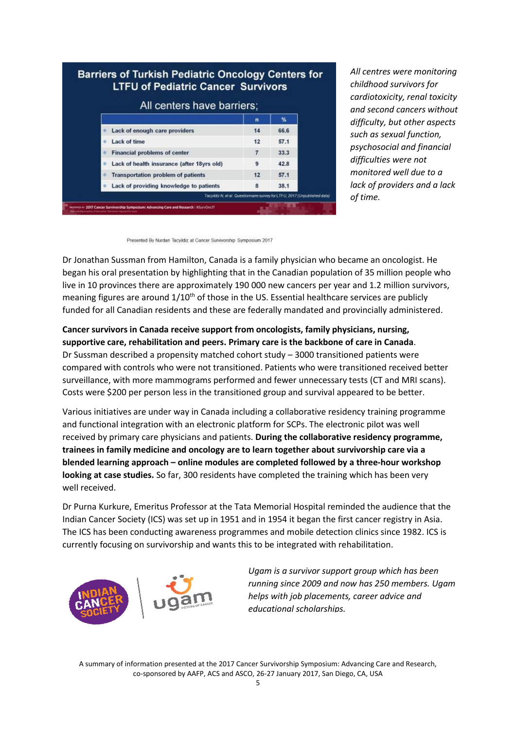**Barriers of Turkish Pediatric Oncology Centers for LTFU of Pediatric Cancer Survivors**

All centers have barriers;

| | n | % |
|---|---|---|
| Lack of enough care providers | 14 | 66.6 |
| Lack of time | 12 | 57.1 |
| Financial problems of center | 7 | 33.3 |
| Lack of health insurance (after 18yrs old) | 9 | 42.8 |
| Transportation problem of patients | 12 | 57.1 |
| Lack of providing knowledge to patients | 8 | 38.1 |

Tacyildiz N, et al. Questionnaire survey for LTFU, 2017 (Unpublished data)

*All centres were monitoring childhood survivors for cardiotoxicity, renal toxicity and second cancers without difficulty, but other aspects such as sexual function, psychosocial and financial difficulties were not monitored well due to a lack of providers and a lack of time.*

Presented By Nurdan Tacyildiz at Cancer Survivorship Symposium 2017

Dr Jonathan Sussman from Hamilton, Canada is a family physician who became an oncologist. He began his oral presentation by highlighting that in the Canadian population of 35 million people who live in 10 provinces there are approximately 190 000 new cancers per year and 1.2 million survivors, meaning figures are around 1/10$^{th}$ of those in the US. Essential healthcare services are publicly funded for all Canadian residents and these are federally mandated and provincially administered.

**Cancer survivors in Canada receive support from oncologists, family physicians, nursing, supportive care, rehabilitation and peers. Primary care is the backbone of care in Canada**. Dr Sussman described a propensity matched cohort study – 3000 transitioned patients were compared with controls who were not transitioned. Patients who were transitioned received better surveillance, with more mammograms performed and fewer unnecessary tests (CT and MRI scans). Costs were $200 per person less in the transitioned group and survival appeared to be better.

Various initiatives are under way in Canada including a collaborative residency training programme and functional integration with an electronic platform for SCPs. The electronic pilot was well received by primary care physicians and patients. **During the collaborative residency programme, trainees in family medicine and oncology are to learn together about survivorship care via a blended learning approach – online modules are completed followed by a three-hour workshop looking at case studies.** So far, 300 residents have completed the training which has been very well received.

Dr Purna Kurkure, Emeritus Professor at the Tata Memorial Hospital reminded the audience that the Indian Cancer Society (ICS) was set up in 1951 and in 1954 it began the first cancer registry in Asia. The ICS has been conducting awareness programmes and mobile detection clinics since 1982. ICS is currently focusing on survivorship and wants this to be integrated with rehabilitation.

*Ugam is a survivor support group which has been running since 2009 and now has 250 members. Ugam helps with job placements, career advice and educational scholarships.*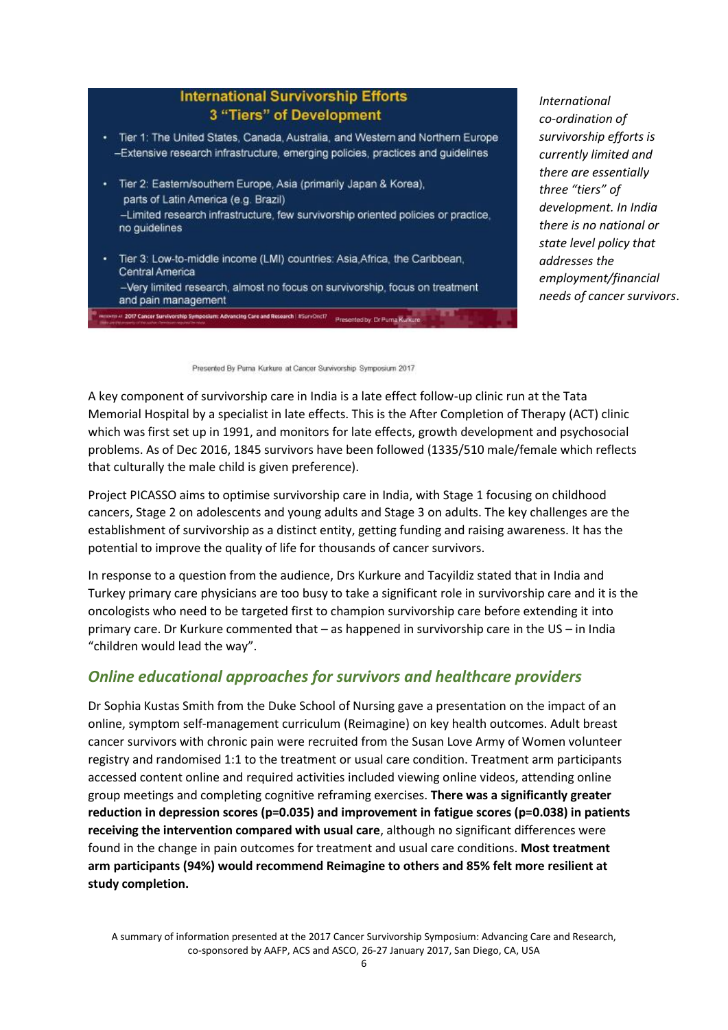**International Survivorship Efforts**
**3 "Tiers" of Development**

- Tier 1: The United States, Canada, Australia, and Western and Northern Europe
  –Extensive research infrastructure, emerging policies, practices and guidelines
- Tier 2: Eastern/southern Europe, Asia (primarily Japan & Korea), parts of Latin America (e.g. Brazil)
  –Limited research infrastructure, few survivorship oriented policies or practice, no guidelines
- Tier 3: Low-to-middle income (LMI) countries: Asia, Africa, the Caribbean, Central America
  –Very limited research, almost no focus on survivorship, focus on treatment and pain management

Presented By Purna Kurkure at Cancer Survivorship Symposium 2017

*International co-ordination of survivorship efforts is currently limited and there are essentially three "tiers" of development. In India there is no national or state level policy that addresses the employment/financial needs of cancer survivors*.

A key component of survivorship care in India is a late effect follow-up clinic run at the Tata Memorial Hospital by a specialist in late effects. This is the After Completion of Therapy (ACT) clinic which was first set up in 1991, and monitors for late effects, growth development and psychosocial problems. As of Dec 2016, 1845 survivors have been followed (1335/510 male/female which reflects that culturally the male child is given preference).

Project PICASSO aims to optimise survivorship care in India, with Stage 1 focusing on childhood cancers, Stage 2 on adolescents and young adults and Stage 3 on adults. The key challenges are the establishment of survivorship as a distinct entity, getting funding and raising awareness. It has the potential to improve the quality of life for thousands of cancer survivors.

In response to a question from the audience, Drs Kurkure and Tacyildiz stated that in India and Turkey primary care physicians are too busy to take a significant role in survivorship care and it is the oncologists who need to be targeted first to champion survivorship care before extending it into primary care. Dr Kurkure commented that – as happened in survivorship care in the US – in India "children would lead the way".

## *Online educational approaches for survivors and healthcare providers*

Dr Sophia Kustas Smith from the Duke School of Nursing gave a presentation on the impact of an online, symptom self-management curriculum (Reimagine) on key health outcomes. Adult breast cancer survivors with chronic pain were recruited from the Susan Love Army of Women volunteer registry and randomised 1:1 to the treatment or usual care condition. Treatment arm participants accessed content online and required activities included viewing online videos, attending online group meetings and completing cognitive reframing exercises. **There was a significantly greater reduction in depression scores ($p$=0.035) and improvement in fatigue scores ($p$=0.038) in patients receiving the intervention compared with usual care**, although no significant differences were found in the change in pain outcomes for treatment and usual care conditions. **Most treatment arm participants (94%) would recommend Reimagine to others and 85% felt more resilient at study completion.**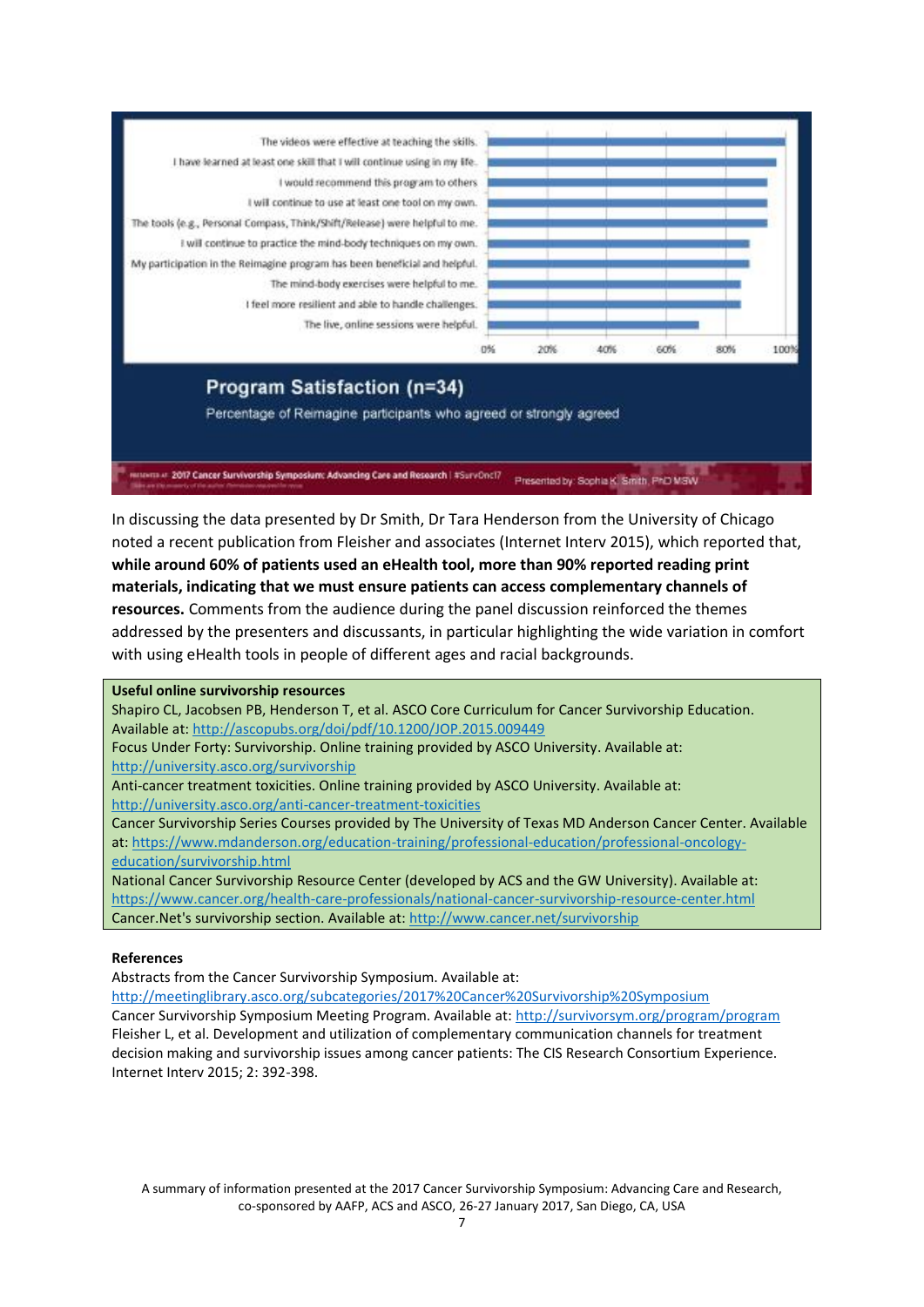The videos were effective at teaching the skills.
I have learned at least one skill that I will continue using in my life.
I would recommend this program to others
I will continue to use at least one tool on my own.
The tools (e.g., Personal Compass, Think/Shift/Release) were helpful to me.
I will continue to practice the mind-body techniques on my own.
My participation in the Reimagine program has been beneficial and helpful.
The mind-body exercises were helpful to me.
I feel more resilient and able to handle challenges.
The live, online sessions were helpful.

0% 20% 40% 60% 80% 100%

**Program Satisfaction (n=34)**

Percentage of Reimagine participants who agreed or strongly agreed

2017 Cancer Survivorship Symposium: Advancing Care and Research | #SurvOnc17

Presented by: Sophia K. Smith, PhD MSW

In discussing the data presented by Dr Smith, Dr Tara Henderson from the University of Chicago noted a recent publication from Fleisher and associates (Internet Interv 2015), which reported that, **while around 60% of patients used an eHealth tool, more than 90% reported reading print materials, indicating that we must ensure patients can access complementary channels of resources.** Comments from the audience during the panel discussion reinforced the themes addressed by the presenters and discussants, in particular highlighting the wide variation in comfort with using eHealth tools in people of different ages and racial backgrounds.

**Useful online survivorship resources**

Shapiro CL, Jacobsen PB, Henderson T, et al. ASCO Core Curriculum for Cancer Survivorship Education. Available at: http://ascopubs.org/doi/pdf/10.1200/JOP.2015.009449

Focus Under Forty: Survivorship. Online training provided by ASCO University. Available at: http://university.asco.org/survivorship

Anti-cancer treatment toxicities. Online training provided by ASCO University. Available at: http://university.asco.org/anti-cancer-treatment-toxicities

Cancer Survivorship Series Courses provided by The University of Texas MD Anderson Cancer Center. Available at: https://www.mdanderson.org/education-training/professional-education/professional-oncology-education/survivorship.html

National Cancer Survivorship Resource Center (developed by ACS and the GW University). Available at: https://www.cancer.org/health-care-professionals/national-cancer-survivorship-resource-center.html

Cancer.Net's survivorship section. Available at: http://www.cancer.net/survivorship

**References**

Abstracts from the Cancer Survivorship Symposium. Available at: http://meetinglibrary.asco.org/subcategories/2017%20Cancer%20Survivorship%20Symposium

Cancer Survivorship Symposium Meeting Program. Available at: http://survivorsym.org/program/program

Fleisher L, et al. Development and utilization of complementary communication channels for treatment decision making and survivorship issues among cancer patients: The CIS Research Consortium Experience. Internet Interv 2015; 2: 392-398.